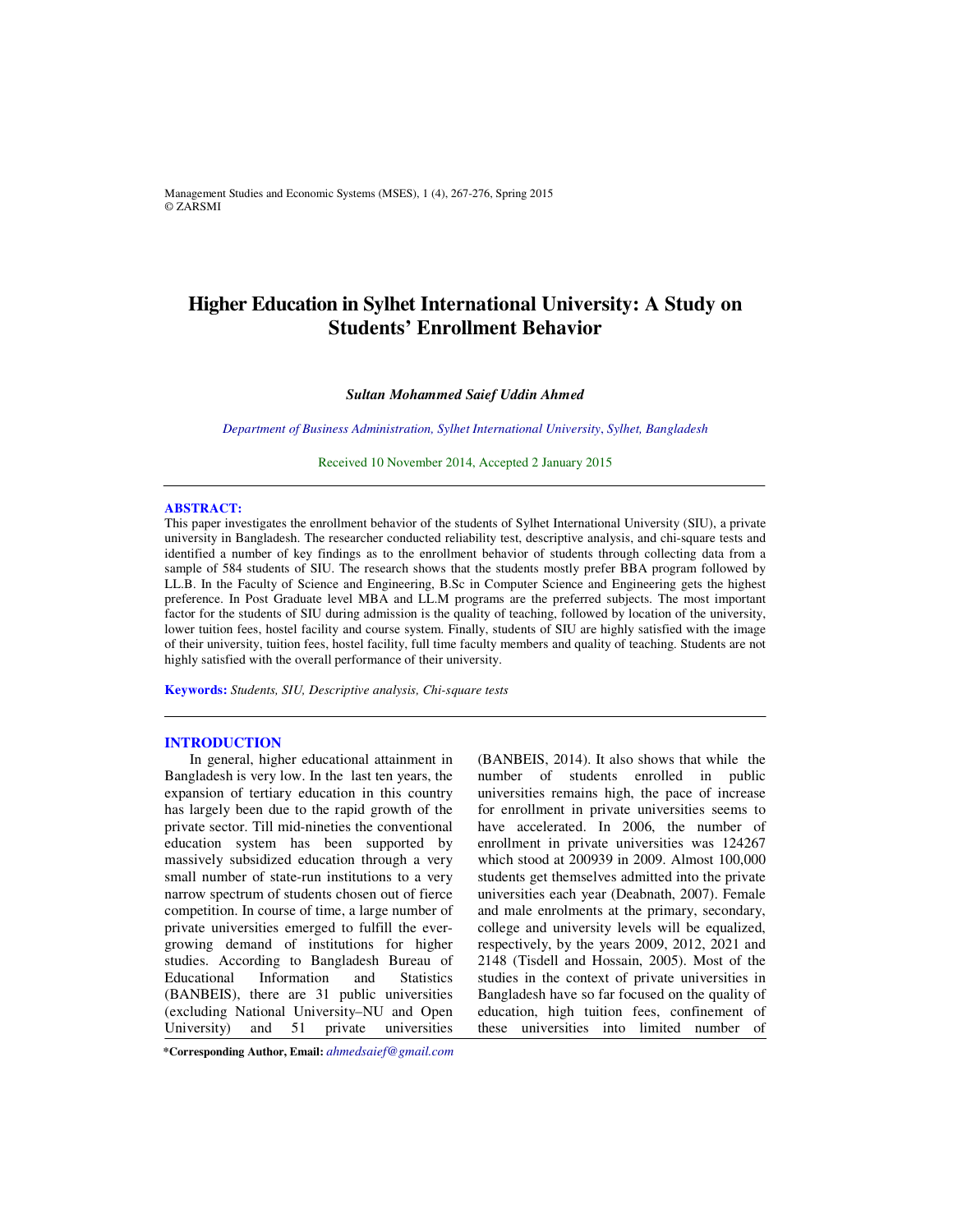# Higher Education in Sylhet International University: A Study on Students' Enrollment Behavior

***Sultan Mohammed Saief Uddin Ahmed***

*Department of Business Administration, Sylhet International University, Sylhet, Bangladesh*

Received 10 November 2014, Accepted 2 January 2015

---

**ABSTRACT:**

This paper investigates the enrollment behavior of the students of Sylhet International University (SIU), a private university in Bangladesh. The researcher conducted reliability test, descriptive analysis, and chi-square tests and identified a number of key findings as to the enrollment behavior of students through collecting data from a sample of 584 students of SIU. The research shows that the students mostly prefer BBA program followed by LL.B. In the Faculty of Science and Engineering, B.Sc in Computer Science and Engineering gets the highest preference. In Post Graduate level MBA and LL.M programs are the preferred subjects. The most important factor for the students of SIU during admission is the quality of teaching, followed by location of the university, lower tuition fees, hostel facility and course system. Finally, students of SIU are highly satisfied with the image of their university, tuition fees, hostel facility, full time faculty members and quality of teaching. Students are not highly satisfied with the overall performance of their university.

**Keywords:** *Students, SIU, Descriptive analysis, Chi-square tests*

---

## INTRODUCTION

In general, higher educational attainment in Bangladesh is very low. In the last ten years, the expansion of tertiary education in this country has largely been due to the rapid growth of the private sector. Till mid-nineties the conventional education system has been supported by massively subsidized education through a very small number of state-run institutions to a very narrow spectrum of students chosen out of fierce competition. In course of time, a large number of private universities emerged to fulfill the ever-growing demand of institutions for higher studies. According to Bangladesh Bureau of Educational Information and Statistics (BANBEIS), there are 31 public universities (excluding National University–NU and Open University) and 51 private universities (BANBEIS, 2014). It also shows that while the number of students enrolled in public universities remains high, the pace of increase for enrollment in private universities seems to have accelerated. In 2006, the number of enrollment in private universities was 124267 which stood at 200939 in 2009. Almost 100,000 students get themselves admitted into the private universities each year (Deabnath, 2007). Female and male enrolments at the primary, secondary, college and university levels will be equalized, respectively, by the years 2009, 2012, 2021 and 2148 (Tisdell and Hossain, 2005). Most of the studies in the context of private universities in Bangladesh have so far focused on the quality of education, high tuition fees, confinement of these universities into limited number of

**\*Corresponding Author, Email:** *ahmedsaief@gmail.com*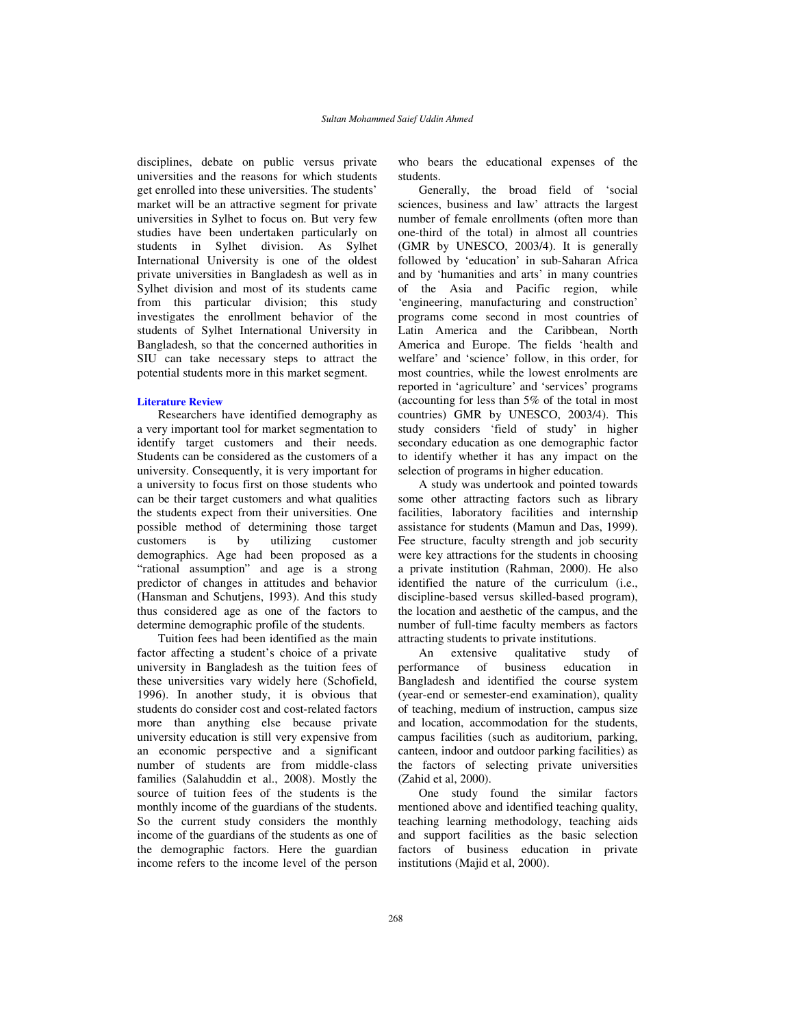disciplines, debate on public versus private universities and the reasons for which students get enrolled into these universities. The students' market will be an attractive segment for private universities in Sylhet to focus on. But very few studies have been undertaken particularly on students in Sylhet division. As Sylhet International University is one of the oldest private universities in Bangladesh as well as in Sylhet division and most of its students came from this particular division; this study investigates the enrollment behavior of the students of Sylhet International University in Bangladesh, so that the concerned authorities in SIU can take necessary steps to attract the potential students more in this market segment.

## Literature Review

Researchers have identified demography as a very important tool for market segmentation to identify target customers and their needs. Students can be considered as the customers of a university. Consequently, it is very important for a university to focus first on those students who can be their target customers and what qualities the students expect from their universities. One possible method of determining those target customers is by utilizing customer demographics. Age had been proposed as a "rational assumption" and age is a strong predictor of changes in attitudes and behavior (Hansman and Schutjens, 1993). And this study thus considered age as one of the factors to determine demographic profile of the students.

Tuition fees had been identified as the main factor affecting a student's choice of a private university in Bangladesh as the tuition fees of these universities vary widely here (Schofield, 1996). In another study, it is obvious that students do consider cost and cost-related factors more than anything else because private university education is still very expensive from an economic perspective and a significant number of students are from middle-class families (Salahuddin et al., 2008). Mostly the source of tuition fees of the students is the monthly income of the guardians of the students. So the current study considers the monthly income of the guardians of the students as one of the demographic factors. Here the guardian income refers to the income level of the person who bears the educational expenses of the students.

Generally, the broad field of 'social sciences, business and law' attracts the largest number of female enrollments (often more than one-third of the total) in almost all countries (GMR by UNESCO, 2003/4). It is generally followed by 'education' in sub-Saharan Africa and by 'humanities and arts' in many countries of the Asia and Pacific region, while 'engineering, manufacturing and construction' programs come second in most countries of Latin America and the Caribbean, North America and Europe. The fields 'health and welfare' and 'science' follow, in this order, for most countries, while the lowest enrolments are reported in 'agriculture' and 'services' programs (accounting for less than 5% of the total in most countries) GMR by UNESCO, 2003/4). This study considers 'field of study' in higher secondary education as one demographic factor to identify whether it has any impact on the selection of programs in higher education.

A study was undertook and pointed towards some other attracting factors such as library facilities, laboratory facilities and internship assistance for students (Mamun and Das, 1999). Fee structure, faculty strength and job security were key attractions for the students in choosing a private institution (Rahman, 2000). He also identified the nature of the curriculum (i.e., discipline-based versus skilled-based program), the location and aesthetic of the campus, and the number of full-time faculty members as factors attracting students to private institutions.

An extensive qualitative study of performance of business education in Bangladesh and identified the course system (year-end or semester-end examination), quality of teaching, medium of instruction, campus size and location, accommodation for the students, campus facilities (such as auditorium, parking, canteen, indoor and outdoor parking facilities) as the factors of selecting private universities (Zahid et al, 2000).

One study found the similar factors mentioned above and identified teaching quality, teaching learning methodology, teaching aids and support facilities as the basic selection factors of business education in private institutions (Majid et al, 2000).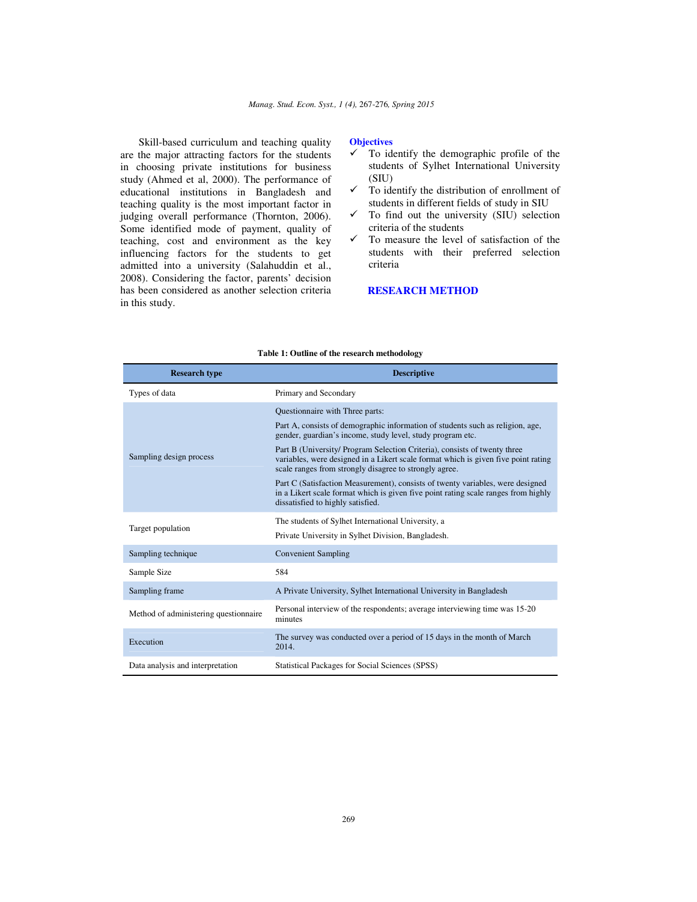Skill-based curriculum and teaching quality are the major attracting factors for the students in choosing private institutions for business study (Ahmed et al, 2000). The performance of educational institutions in Bangladesh and teaching quality is the most important factor in judging overall performance (Thornton, 2006). Some identified mode of payment, quality of teaching, cost and environment as the key influencing factors for the students to get admitted into a university (Salahuddin et al., 2008). Considering the factor, parents' decision has been considered as another selection criteria in this study.

### Objectives

- ✓ To identify the demographic profile of the students of Sylhet International University (SIU)
- ✓ To identify the distribution of enrollment of students in different fields of study in SIU
- ✓ To find out the university (SIU) selection criteria of the students
- ✓ To measure the level of satisfaction of the students with their preferred selection criteria

## RESEARCH METHOD

**Table 1: Outline of the research methodology**

| Research type | Descriptive |
|---|---|
| Types of data | Primary and Secondary |
| Sampling design process | Questionnaire with Three parts:<br>Part A, consists of demographic information of students such as religion, age, gender, guardian's income, study level, study program etc.<br>Part B (University/ Program Selection Criteria), consists of twenty three variables, were designed in a Likert scale format which is given five point rating scale ranges from strongly disagree to strongly agree.<br>Part C (Satisfaction Measurement), consists of twenty variables, were designed in a Likert scale format which is given five point rating scale ranges from highly dissatisfied to highly satisfied. |
| Target population | The students of Sylhet International University, a<br>Private University in Sylhet Division, Bangladesh. |
| Sampling technique | Convenient Sampling |
| Sample Size | 584 |
| Sampling frame | A Private University, Sylhet International University in Bangladesh |
| Method of administering questionnaire | Personal interview of the respondents; average interviewing time was 15-20 minutes |
| Execution | The survey was conducted over a period of 15 days in the month of March 2014. |
| Data analysis and interpretation | Statistical Packages for Social Sciences (SPSS) |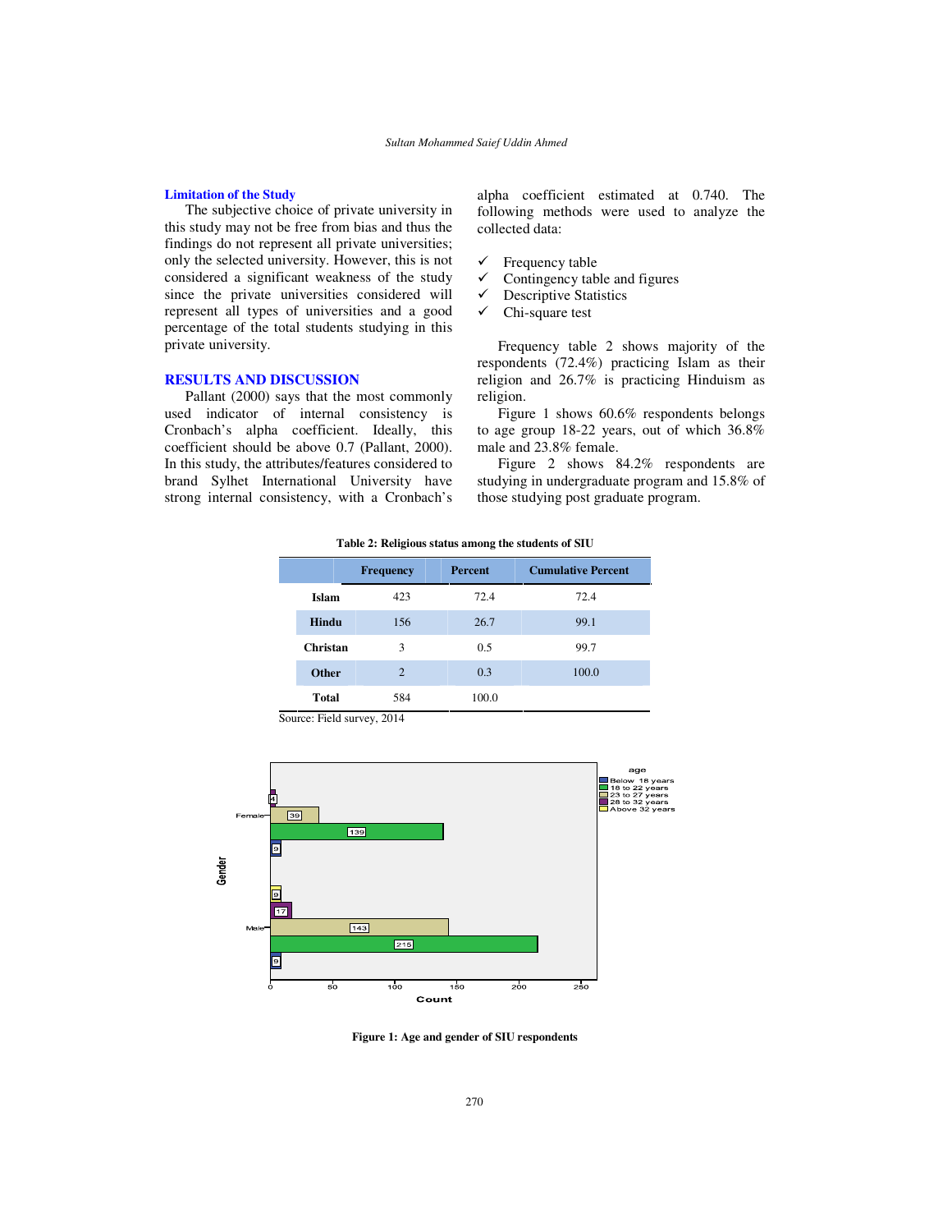### Limitation of the Study

The subjective choice of private university in this study may not be free from bias and thus the findings do not represent all private universities; only the selected university. However, this is not considered a significant weakness of the study since the private universities considered will represent all types of universities and a good percentage of the total students studying in this private university.

## RESULTS AND DISCUSSION

Pallant (2000) says that the most commonly used indicator of internal consistency is Cronbach's alpha coefficient. Ideally, this coefficient should be above 0.7 (Pallant, 2000). In this study, the attributes/features considered to brand Sylhet International University have strong internal consistency, with a Cronbach's alpha coefficient estimated at 0.740. The following methods were used to analyze the collected data:

- ✓ Frequency table
- ✓ Contingency table and figures
- ✓ Descriptive Statistics
- ✓ Chi-square test

Frequency table 2 shows majority of the respondents (72.4%) practicing Islam as their religion and 26.7% is practicing Hinduism as religion.

Figure 1 shows 60.6% respondents belongs to age group 18-22 years, out of which 36.8% male and 23.8% female.

Figure 2 shows 84.2% respondents are studying in undergraduate program and 15.8% of those studying post graduate program.

**Table 2: Religious status among the students of SIU**

| | Frequency | Percent | Cumulative Percent |
|---|---|---|---|
| **Islam** | 423 | 72.4 | 72.4 |
| **Hindu** | 156 | 26.7 | 99.1 |
| **Christan** | 3 | 0.5 | 99.7 |
| **Other** | 2 | 0.3 | 100.0 |
| **Total** | 584 | 100.0 | |

Source: Field survey, 2014

**Figure 1: Age and gender of SIU respondents**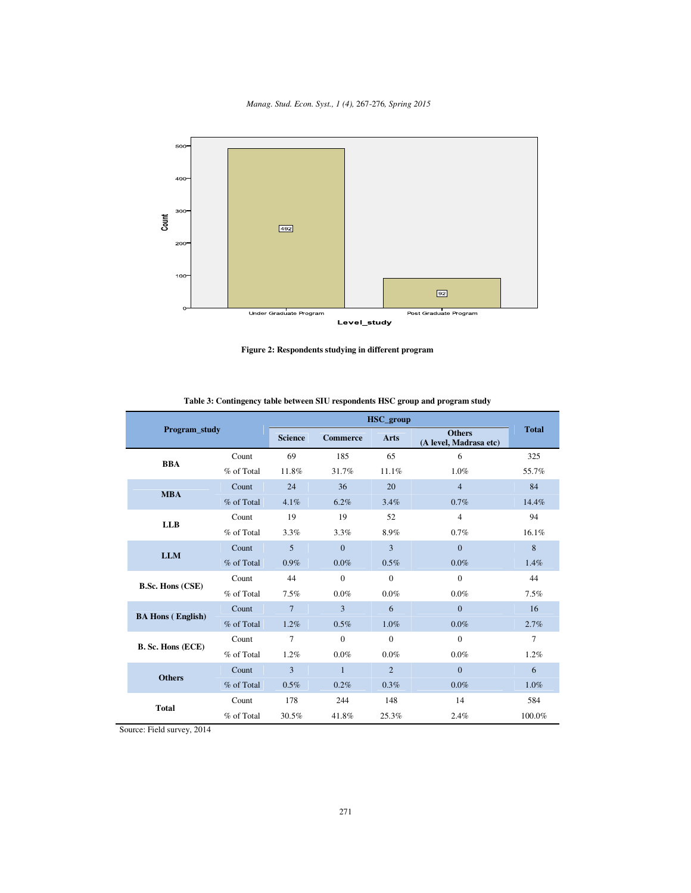**Figure 2: Respondents studying in different program**

**Table 3: Contingency table between SIU respondents HSC group and program study**

| Program_study | | HSC_group | | | | Total |
|---|---|---|---|---|---|---|
| | | Science | Commerce | Arts | Others (A level, Madrasa etc) | |
| BBA | Count | 69 | 185 | 65 | 6 | 325 |
| | % of Total | 11.8% | 31.7% | 11.1% | 1.0% | 55.7% |
| MBA | Count | 24 | 36 | 20 | 4 | 84 |
| | % of Total | 4.1% | 6.2% | 3.4% | 0.7% | 14.4% |
| LLB | Count | 19 | 19 | 52 | 4 | 94 |
| | % of Total | 3.3% | 3.3% | 8.9% | 0.7% | 16.1% |
| LLM | Count | 5 | 0 | 3 | 0 | 8 |
| | % of Total | 0.9% | 0.0% | 0.5% | 0.0% | 1.4% |
| B.Sc. Hons (CSE) | Count | 44 | 0 | 0 | 0 | 44 |
| | % of Total | 7.5% | 0.0% | 0.0% | 0.0% | 7.5% |
| BA Hons ( English) | Count | 7 | 3 | 6 | 0 | 16 |
| | % of Total | 1.2% | 0.5% | 1.0% | 0.0% | 2.7% |
| B. Sc. Hons (ECE) | Count | 7 | 0 | 0 | 0 | 7 |
| | % of Total | 1.2% | 0.0% | 0.0% | 0.0% | 1.2% |
| Others | Count | 3 | 1 | 2 | 0 | 6 |
| | % of Total | 0.5% | 0.2% | 0.3% | 0.0% | 1.0% |
| Total | Count | 178 | 244 | 148 | 14 | 584 |
| | % of Total | 30.5% | 41.8% | 25.3% | 2.4% | 100.0% |

Source: Field survey, 2014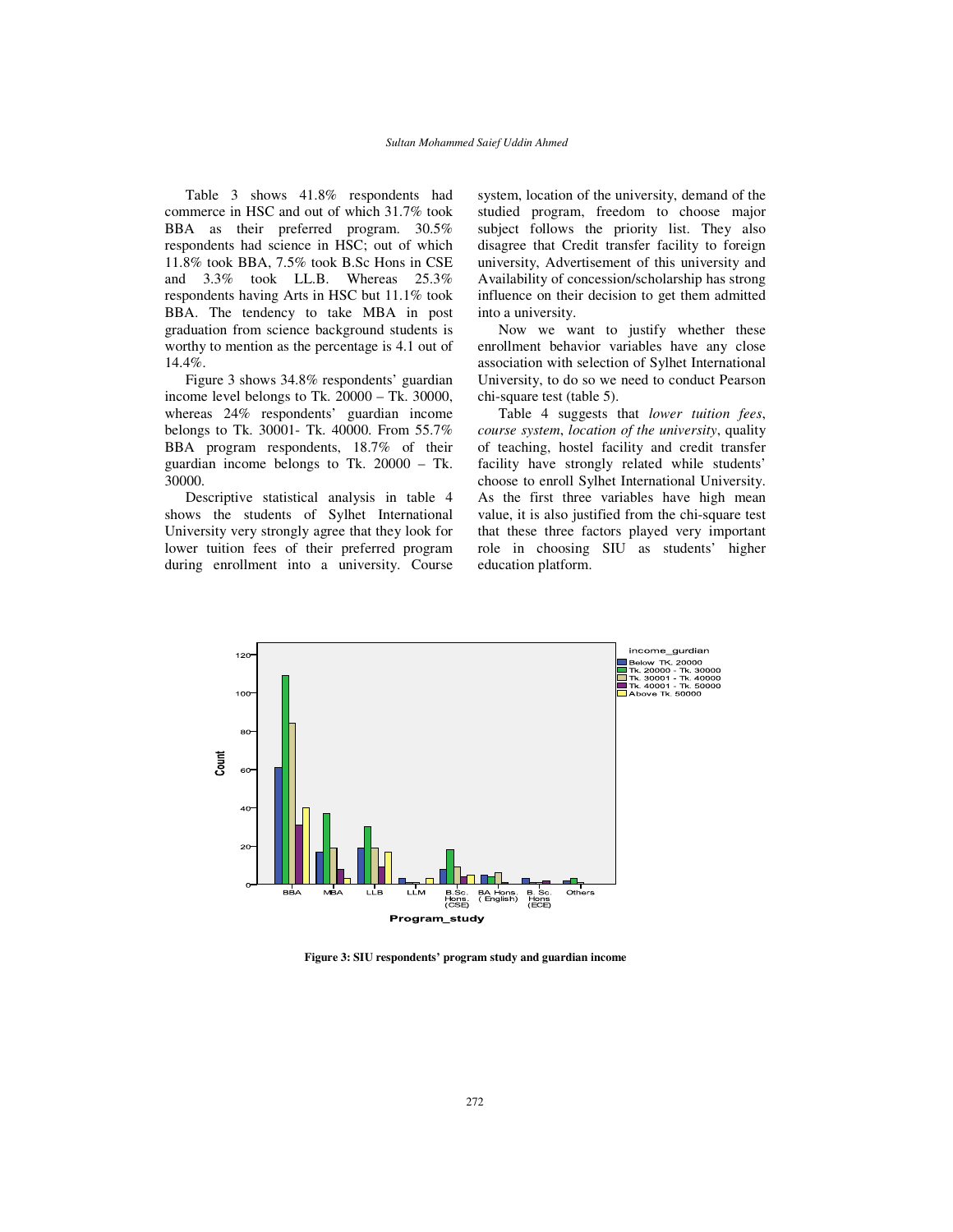Table 3 shows 41.8% respondents had commerce in HSC and out of which 31.7% took BBA as their preferred program. 30.5% respondents had science in HSC; out of which 11.8% took BBA, 7.5% took B.Sc Hons in CSE and 3.3% took LL.B. Whereas 25.3% respondents having Arts in HSC but 11.1% took BBA. The tendency to take MBA in post graduation from science background students is worthy to mention as the percentage is 4.1 out of 14.4%.

Figure 3 shows 34.8% respondents' guardian income level belongs to Tk. 20000 – Tk. 30000, whereas 24% respondents' guardian income belongs to Tk. 30001- Tk. 40000. From 55.7% BBA program respondents, 18.7% of their guardian income belongs to Tk. 20000 – Tk. 30000.

Descriptive statistical analysis in table 4 shows the students of Sylhet International University very strongly agree that they look for lower tuition fees of their preferred program during enrollment into a university. Course system, location of the university, demand of the studied program, freedom to choose major subject follows the priority list. They also disagree that Credit transfer facility to foreign university, Advertisement of this university and Availability of concession/scholarship has strong influence on their decision to get them admitted into a university.

Now we want to justify whether these enrollment behavior variables have any close association with selection of Sylhet International University, to do so we need to conduct Pearson chi-square test (table 5).

Table 4 suggests that *lower tuition fees*, *course system*, *location of the university*, quality of teaching, hostel facility and credit transfer facility have strongly related while students' choose to enroll Sylhet International University. As the first three variables have high mean value, it is also justified from the chi-square test that these three factors played very important role in choosing SIU as students' higher education platform.

**Figure 3: SIU respondents' program study and guardian income**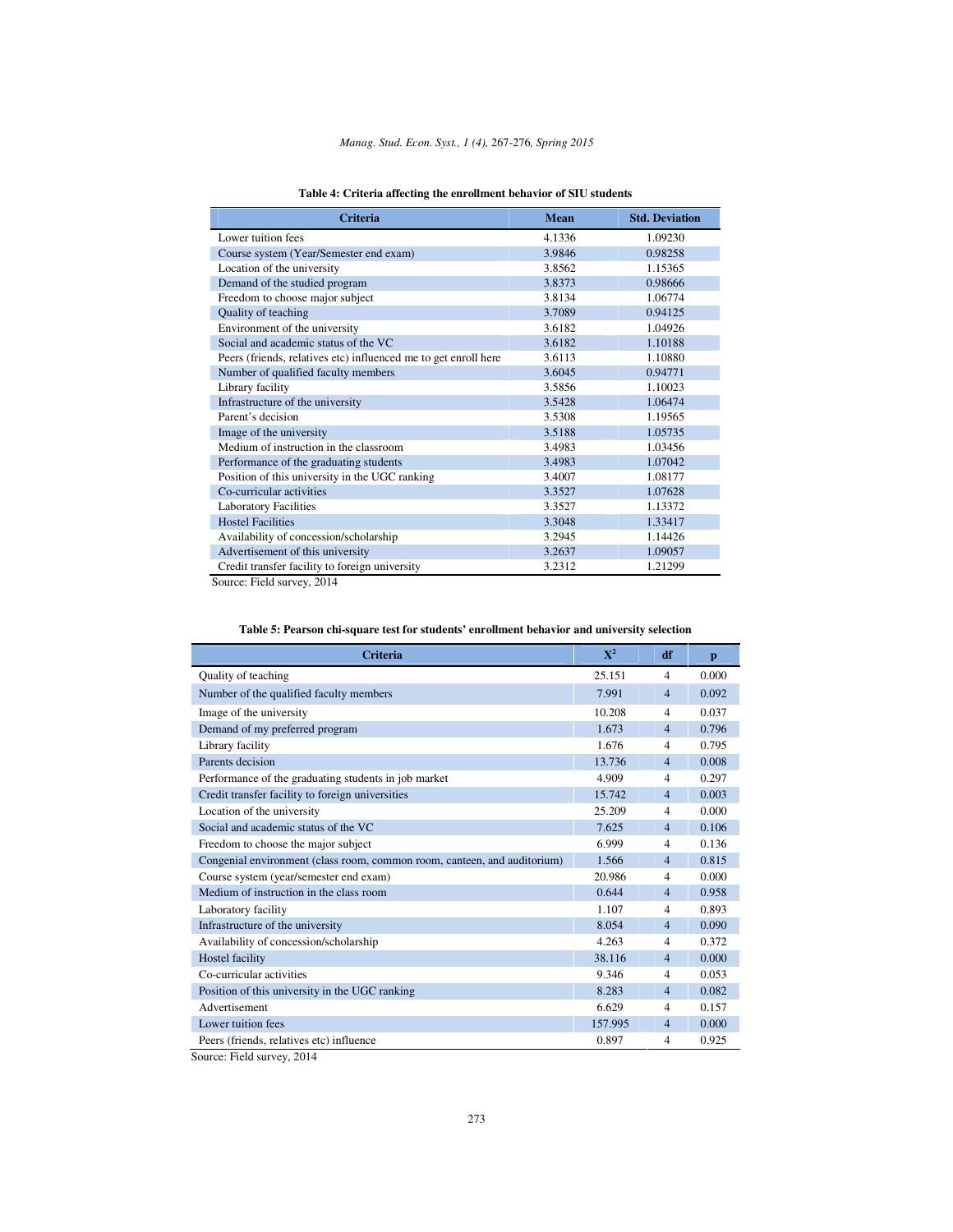**Table 4: Criteria affecting the enrollment behavior of SIU students**

| Criteria | Mean | Std. Deviation |
|---|---|---|
| Lower tuition fees | 4.1336 | 1.09230 |
| Course system (Year/Semester end exam) | 3.9846 | 0.98258 |
| Location of the university | 3.8562 | 1.15365 |
| Demand of the studied program | 3.8373 | 0.98666 |
| Freedom to choose major subject | 3.8134 | 1.06774 |
| Quality of teaching | 3.7089 | 0.94125 |
| Environment of the university | 3.6182 | 1.04926 |
| Social and academic status of the VC | 3.6182 | 1.10188 |
| Peers (friends, relatives etc) influenced me to get enroll here | 3.6113 | 1.10880 |
| Number of qualified faculty members | 3.6045 | 0.94771 |
| Library facility | 3.5856 | 1.10023 |
| Infrastructure of the university | 3.5428 | 1.06474 |
| Parent's decision | 3.5308 | 1.19565 |
| Image of the university | 3.5188 | 1.05735 |
| Medium of instruction in the classroom | 3.4983 | 1.03456 |
| Performance of the graduating students | 3.4983 | 1.07042 |
| Position of this university in the UGC ranking | 3.4007 | 1.08177 |
| Co-curricular activities | 3.3527 | 1.07628 |
| Laboratory Facilities | 3.3527 | 1.13372 |
| Hostel Facilities | 3.3048 | 1.33417 |
| Availability of concession/scholarship | 3.2945 | 1.14426 |
| Advertisement of this university | 3.2637 | 1.09057 |
| Credit transfer facility to foreign university | 3.2312 | 1.21299 |

Source: Field survey, 2014

**Table 5: Pearson chi-square test for students' enrollment behavior and university selection**

| Criteria | $X^2$ | df | p |
|---|---|---|---|
| Quality of teaching | 25.151 | 4 | 0.000 |
| Number of the qualified faculty members | 7.991 | 4 | 0.092 |
| Image of the university | 10.208 | 4 | 0.037 |
| Demand of my preferred program | 1.673 | 4 | 0.796 |
| Library facility | 1.676 | 4 | 0.795 |
| Parents decision | 13.736 | 4 | 0.008 |
| Performance of the graduating students in job market | 4.909 | 4 | 0.297 |
| Credit transfer facility to foreign universities | 15.742 | 4 | 0.003 |
| Location of the university | 25.209 | 4 | 0.000 |
| Social and academic status of the VC | 7.625 | 4 | 0.106 |
| Freedom to choose the major subject | 6.999 | 4 | 0.136 |
| Congenial environment (class room, common room, canteen, and auditorium) | 1.566 | 4 | 0.815 |
| Course system (year/semester end exam) | 20.986 | 4 | 0.000 |
| Medium of instruction in the class room | 0.644 | 4 | 0.958 |
| Laboratory facility | 1.107 | 4 | 0.893 |
| Infrastructure of the university | 8.054 | 4 | 0.090 |
| Availability of concession/scholarship | 4.263 | 4 | 0.372 |
| Hostel facility | 38.116 | 4 | 0.000 |
| Co-curricular activities | 9.346 | 4 | 0.053 |
| Position of this university in the UGC ranking | 8.283 | 4 | 0.082 |
| Advertisement | 6.629 | 4 | 0.157 |
| Lower tuition fees | 157.995 | 4 | 0.000 |
| Peers (friends, relatives etc) influence | 0.897 | 4 | 0.925 |

Source: Field survey, 2014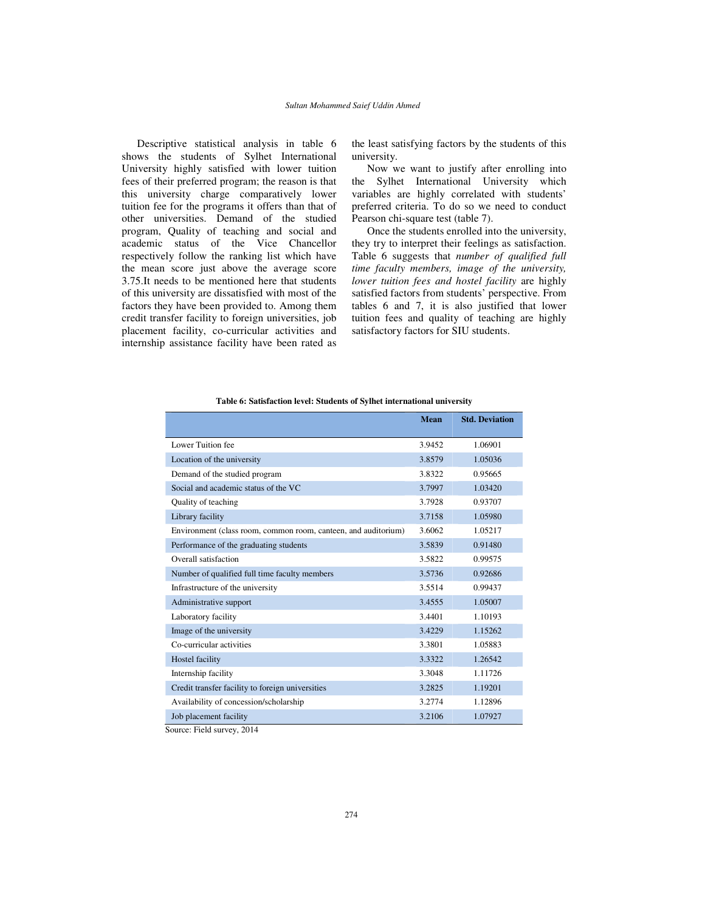Descriptive statistical analysis in table 6 shows the students of Sylhet International University highly satisfied with lower tuition fees of their preferred program; the reason is that this university charge comparatively lower tuition fee for the programs it offers than that of other universities. Demand of the studied program, Quality of teaching and social and academic status of the Vice Chancellor respectively follow the ranking list which have the mean score just above the average score 3.75.It needs to be mentioned here that students of this university are dissatisfied with most of the factors they have been provided to. Among them credit transfer facility to foreign universities, job placement facility, co-curricular activities and internship assistance facility have been rated as the least satisfying factors by the students of this university.

Now we want to justify after enrolling into the Sylhet International University which variables are highly correlated with students' preferred criteria. To do so we need to conduct Pearson chi-square test (table 7).

Once the students enrolled into the university, they try to interpret their feelings as satisfaction. Table 6 suggests that *number of qualified full time faculty members, image of the university, lower tuition fees and hostel facility* are highly satisfied factors from students' perspective. From tables 6 and 7, it is also justified that lower tuition fees and quality of teaching are highly satisfactory factors for SIU students.

**Table 6: Satisfaction level: Students of Sylhet international university**

| | Mean | Std. Deviation |
|---|---|---|
| Lower Tuition fee | 3.9452 | 1.06901 |
| Location of the university | 3.8579 | 1.05036 |
| Demand of the studied program | 3.8322 | 0.95665 |
| Social and academic status of the VC | 3.7997 | 1.03420 |
| Quality of teaching | 3.7928 | 0.93707 |
| Library facility | 3.7158 | 1.05980 |
| Environment (class room, common room, canteen, and auditorium) | 3.6062 | 1.05217 |
| Performance of the graduating students | 3.5839 | 0.91480 |
| Overall satisfaction | 3.5822 | 0.99575 |
| Number of qualified full time faculty members | 3.5736 | 0.92686 |
| Infrastructure of the university | 3.5514 | 0.99437 |
| Administrative support | 3.4555 | 1.05007 |
| Laboratory facility | 3.4401 | 1.10193 |
| Image of the university | 3.4229 | 1.15262 |
| Co-curricular activities | 3.3801 | 1.05883 |
| Hostel facility | 3.3322 | 1.26542 |
| Internship facility | 3.3048 | 1.11726 |
| Credit transfer facility to foreign universities | 3.2825 | 1.19201 |
| Availability of concession/scholarship | 3.2774 | 1.12896 |
| Job placement facility | 3.2106 | 1.07927 |

Source: Field survey, 2014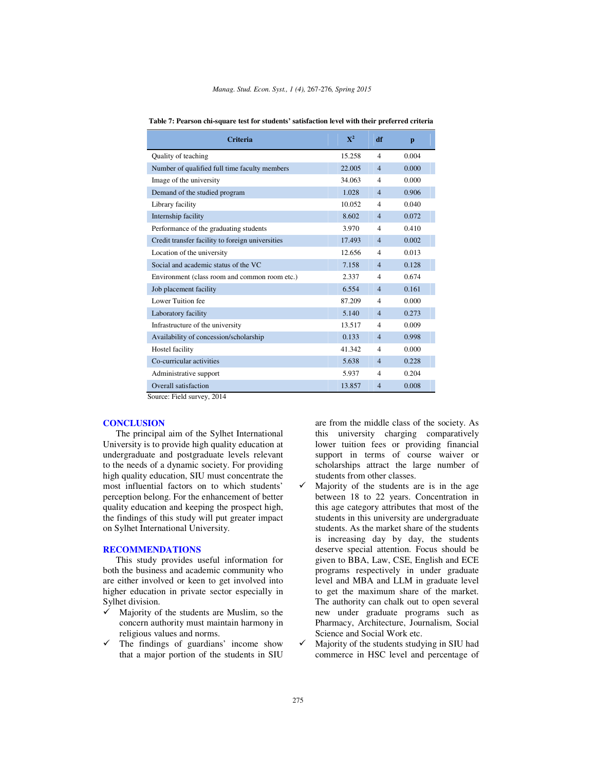**Table 7: Pearson chi-square test for students' satisfaction level with their preferred criteria**

| Criteria | $X^2$ | df | p |
|---|---|---|---|
| Quality of teaching | 15.258 | 4 | 0.004 |
| Number of qualified full time faculty members | 22.005 | 4 | 0.000 |
| Image of the university | 34.063 | 4 | 0.000 |
| Demand of the studied program | 1.028 | 4 | 0.906 |
| Library facility | 10.052 | 4 | 0.040 |
| Internship facility | 8.602 | 4 | 0.072 |
| Performance of the graduating students | 3.970 | 4 | 0.410 |
| Credit transfer facility to foreign universities | 17.493 | 4 | 0.002 |
| Location of the university | 12.656 | 4 | 0.013 |
| Social and academic status of the VC | 7.158 | 4 | 0.128 |
| Environment (class room and common room etc.) | 2.337 | 4 | 0.674 |
| Job placement facility | 6.554 | 4 | 0.161 |
| Lower Tuition fee | 87.209 | 4 | 0.000 |
| Laboratory facility | 5.140 | 4 | 0.273 |
| Infrastructure of the university | 13.517 | 4 | 0.009 |
| Availability of concession/scholarship | 0.133 | 4 | 0.998 |
| Hostel facility | 41.342 | 4 | 0.000 |
| Co-curricular activities | 5.638 | 4 | 0.228 |
| Administrative support | 5.937 | 4 | 0.204 |
| Overall satisfaction | 13.857 | 4 | 0.008 |

Source: Field survey, 2014

## CONCLUSION

The principal aim of the Sylhet International University is to provide high quality education at undergraduate and postgraduate levels relevant to the needs of a dynamic society. For providing high quality education, SIU must concentrate the most influential factors on to which students' perception belong. For the enhancement of better quality education and keeping the prospect high, the findings of this study will put greater impact on Sylhet International University.

## RECOMMENDATIONS

This study provides useful information for both the business and academic community who are either involved or keen to get involved into higher education in private sector especially in Sylhet division.

- ✓ Majority of the students are Muslim, so the concern authority must maintain harmony in religious values and norms.
- ✓ The findings of guardians' income show that a major portion of the students in SIU are from the middle class of the society. As this university charging comparatively lower tuition fees or providing financial support in terms of course waiver or scholarships attract the large number of students from other classes.
- ✓ Majority of the students are is in the age between 18 to 22 years. Concentration in this age category attributes that most of the students in this university are undergraduate students. As the market share of the students is increasing day by day, the students deserve special attention. Focus should be given to BBA, Law, CSE, English and ECE programs respectively in under graduate level and MBA and LLM in graduate level to get the maximum share of the market. The authority can chalk out to open several new under graduate programs such as Pharmacy, Architecture, Journalism, Social Science and Social Work etc.
- ✓ Majority of the students studying in SIU had commerce in HSC level and percentage of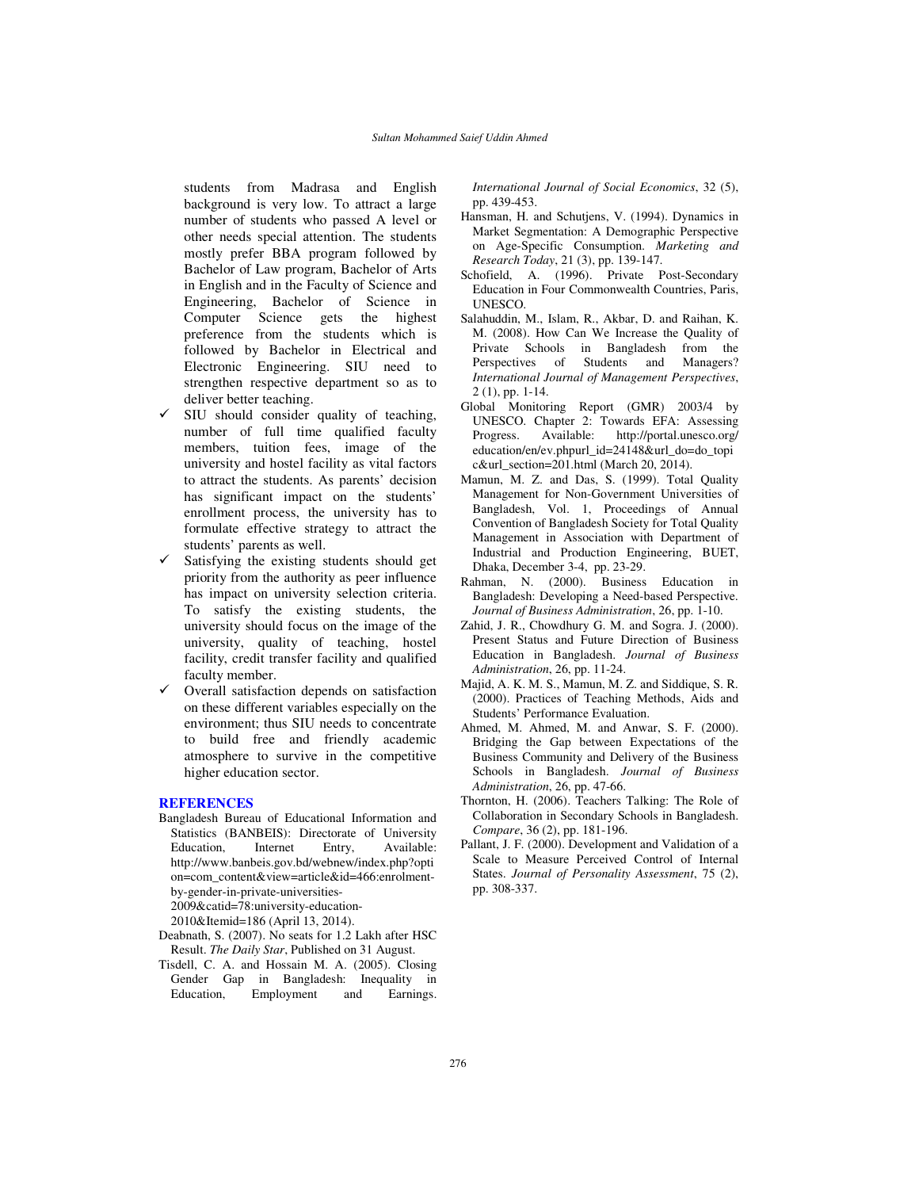students from Madrasa and English background is very low. To attract a large number of students who passed A level or other needs special attention. The students mostly prefer BBA program followed by Bachelor of Law program, Bachelor of Arts in English and in the Faculty of Science and Engineering, Bachelor of Science in Computer Science gets the highest preference from the students which is followed by Bachelor in Electrical and Electronic Engineering. SIU need to strengthen respective department so as to deliver better teaching.

- ✓ SIU should consider quality of teaching, number of full time qualified faculty members, tuition fees, image of the university and hostel facility as vital factors to attract the students. As parents' decision has significant impact on the students' enrollment process, the university has to formulate effective strategy to attract the students' parents as well.
- ✓ Satisfying the existing students should get priority from the authority as peer influence has impact on university selection criteria. To satisfy the existing students, the university should focus on the image of the university, quality of teaching, hostel facility, credit transfer facility and qualified faculty member.
- ✓ Overall satisfaction depends on satisfaction on these different variables especially on the environment; thus SIU needs to concentrate to build free and friendly academic atmosphere to survive in the competitive higher education sector.

## REFERENCES

Bangladesh Bureau of Educational Information and Statistics (BANBEIS): Directorate of University Education, Internet Entry, Available: http://www.banbeis.gov.bd/webnew/index.php?option=com_content&view=article&id=466:enrolment-by-gender-in-private-universities-2009&catid=78:university-education-2010&Itemid=186 (April 13, 2014).

Deabnath, S. (2007). No seats for 1.2 Lakh after HSC Result. *The Daily Star*, Published on 31 August.

Tisdell, C. A. and Hossain M. A. (2005). Closing Gender Gap in Bangladesh: Inequality in Education, Employment and Earnings. *International Journal of Social Economics*, 32 (5), pp. 439-453.

Hansman, H. and Schutjens, V. (1994). Dynamics in Market Segmentation: A Demographic Perspective on Age-Specific Consumption. *Marketing and Research Today*, 21 (3), pp. 139-147.

Schofield, A. (1996). Private Post-Secondary Education in Four Commonwealth Countries, Paris, UNESCO.

Salahuddin, M., Islam, R., Akbar, D. and Raihan, K. M. (2008). How Can We Increase the Quality of Private Schools in Bangladesh from the Perspectives of Students and Managers? *International Journal of Management Perspectives*, 2 (1), pp. 1-14.

Global Monitoring Report (GMR) 2003/4 by UNESCO. Chapter 2: Towards EFA: Assessing Progress. Available: http://portal.unesco.org/education/en/ev.phpurl_id=24148&url_do=do_topic&url_section=201.html (March 20, 2014).

Mamun, M. Z. and Das, S. (1999). Total Quality Management for Non-Government Universities of Bangladesh, Vol. 1, Proceedings of Annual Convention of Bangladesh Society for Total Quality Management in Association with Department of Industrial and Production Engineering, BUET, Dhaka, December 3-4, pp. 23-29.

Rahman, N. (2000). Business Education in Bangladesh: Developing a Need-based Perspective. *Journal of Business Administration*, 26, pp. 1-10.

Zahid, J. R., Chowdhury G. M. and Sogra. J. (2000). Present Status and Future Direction of Business Education in Bangladesh. *Journal of Business Administration*, 26, pp. 11-24.

Majid, A. K. M. S., Mamun, M. Z. and Siddique, S. R. (2000). Practices of Teaching Methods, Aids and Students' Performance Evaluation.

Ahmed, M. Ahmed, M. and Anwar, S. F. (2000). Bridging the Gap between Expectations of the Business Community and Delivery of the Business Schools in Bangladesh. *Journal of Business Administration*, 26, pp. 47-66.

Thornton, H. (2006). Teachers Talking: The Role of Collaboration in Secondary Schools in Bangladesh. *Compare*, 36 (2), pp. 181-196.

Pallant, J. F. (2000). Development and Validation of a Scale to Measure Perceived Control of Internal States. *Journal of Personality Assessment*, 75 (2), pp. 308-337.